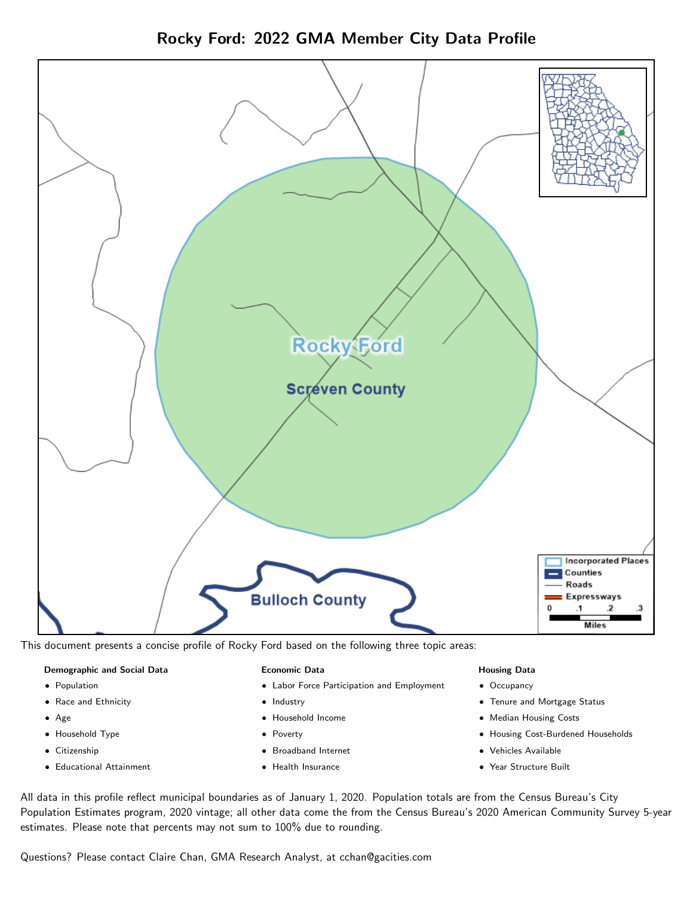# Rocky Ford: 2022 GMA Member City Data Profile

This document presents a concise profile of Rocky Ford based on the following three topic areas:

**Demographic and Social Data**

- Population
- Race and Ethnicity
- Age
- Household Type
- Citizenship
- Educational Attainment

**Economic Data**

- Labor Force Participation and Employment
- Industry
- Household Income
- Poverty
- Broadband Internet
- Health Insurance

**Housing Data**

- Occupancy
- Tenure and Mortgage Status
- Median Housing Costs
- Housing Cost-Burdened Households
- Vehicles Available
- Year Structure Built

All data in this profile reflect municipal boundaries as of January 1, 2020. Population totals are from the Census Bureau's City Population Estimates program, 2020 vintage; all other data come the from the Census Bureau's 2020 American Community Survey 5-year estimates. Please note that percents may not sum to 100% due to rounding.

Questions? Please contact Claire Chan, GMA Research Analyst, at cchan@gacities.com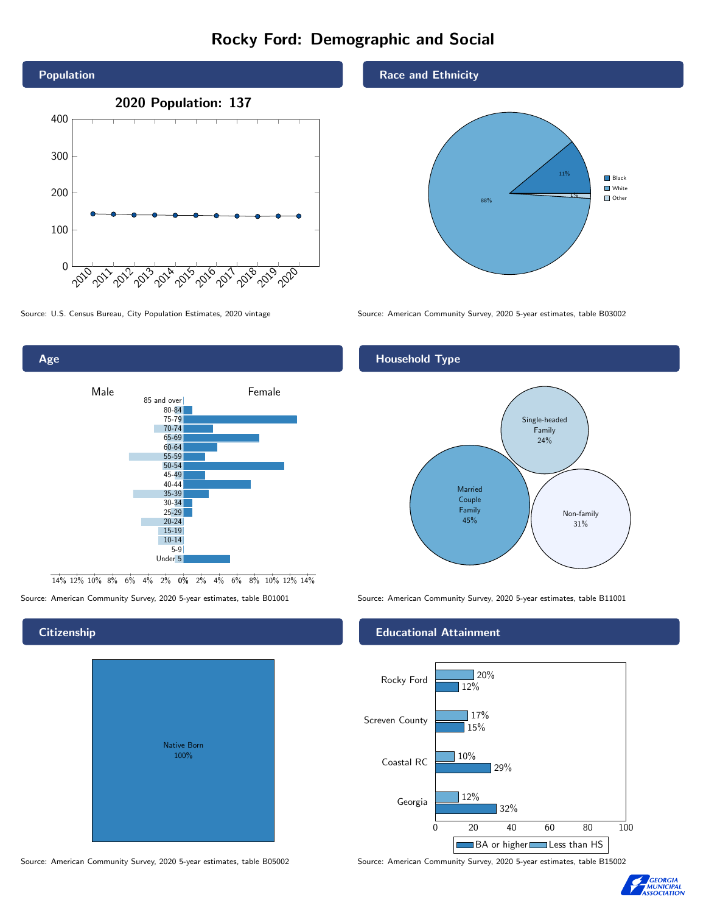# Rocky Ford: Demographic and Social

## Population

**2020 Population: 137**

Source: U.S. Census Bureau, City Population Estimates, 2020 vintage

## Race and Ethnicity

| Race | Percent |
| --- | --- |
| Black | 11% |
| White | 88% |
| Other | 1% |

Source: American Community Survey, 2020 5-year estimates, table B03002

## Age

Source: American Community Survey, 2020 5-year estimates, table B01001

## Household Type

| Household Type | Percent |
| --- | --- |
| Married Couple Family | 45% |
| Single-headed Family | 24% |
| Non-family | 31% |

Source: American Community Survey, 2020 5-year estimates, table B11001

## Citizenship

Native Born 100%

Source: American Community Survey, 2020 5-year estimates, table B05002

## Educational Attainment

| Area | Less than HS | BA or higher |
| --- | --- | --- |
| Rocky Ford | 20% | 12% |
| Screven County | 17% | 15% |
| Coastal RC | 10% | 29% |
| Georgia | 12% | 32% |

Source: American Community Survey, 2020 5-year estimates, table B15002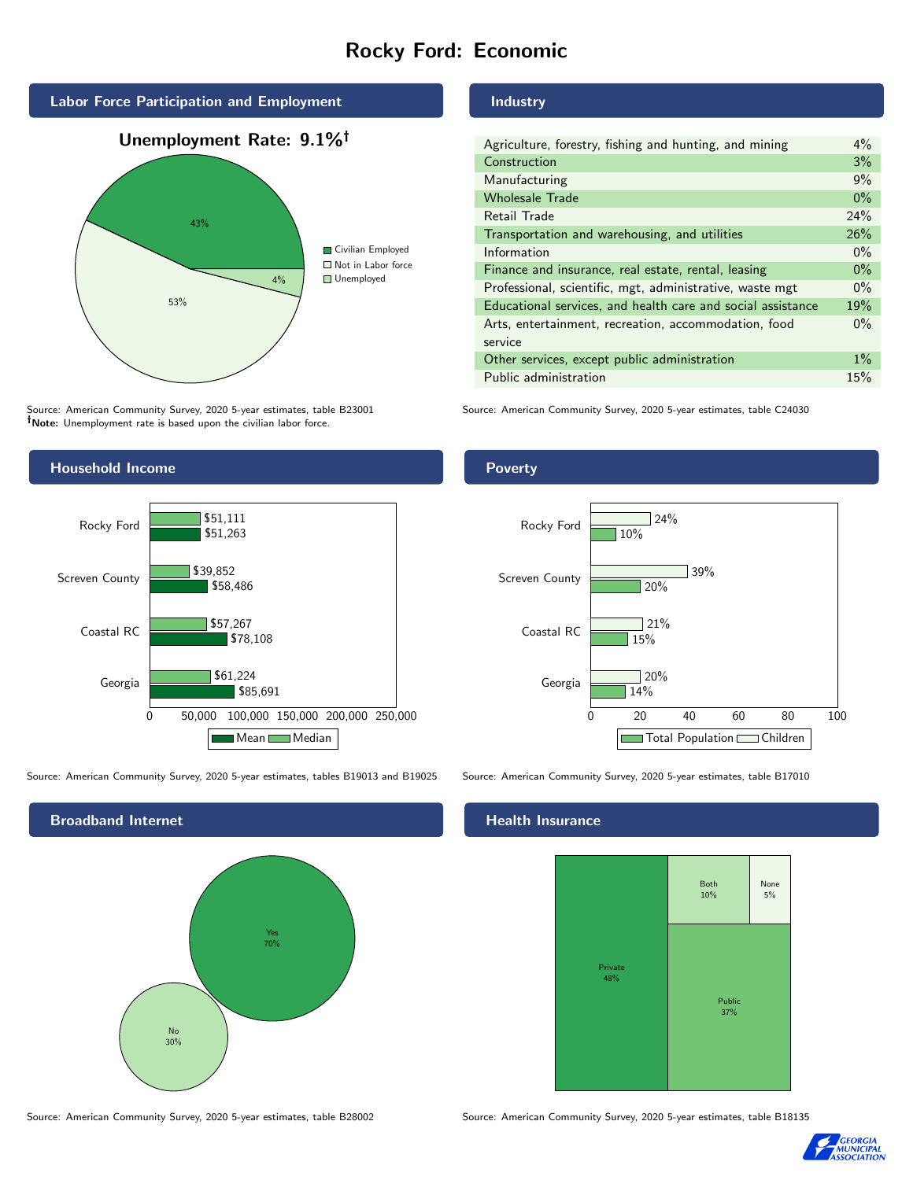# Rocky Ford: Economic

## Labor Force Participation and Employment

**Unemployment Rate: 9.1%†**

| Category | Percent |
|---|---|
| Civilian Employed | 43% |
| Not in Labor force | 53% |
| Unemployed | 4% |

Source: American Community Survey, 2020 5-year estimates, table B23001
**†Note:** Unemployment rate is based upon the civilian labor force.

## Industry

| Industry | Percent |
|---|---|
| Agriculture, forestry, fishing and hunting, and mining | 4% |
| Construction | 3% |
| Manufacturing | 9% |
| Wholesale Trade | 0% |
| Retail Trade | 24% |
| Transportation and warehousing, and utilities | 26% |
| Information | 0% |
| Finance and insurance, real estate, rental, leasing | 0% |
| Professional, scientific, mgt, administrative, waste mgt | 0% |
| Educational services, and health care and social assistance | 19% |
| Arts, entertainment, recreation, accommodation, food service | 0% |
| Other services, except public administration | 1% |
| Public administration | 15% |

Source: American Community Survey, 2020 5-year estimates, table C24030

## Household Income

| Area | Median | Mean |
|---|---|---|
| Rocky Ford | $51,111 | $51,263 |
| Screven County | $39,852 | $58,486 |
| Coastal RC | $57,267 | $78,108 |
| Georgia | $61,224 | $85,691 |

Source: American Community Survey, 2020 5-year estimates, tables B19013 and B19025

## Poverty

| Area | Children | Total Population |
|---|---|---|
| Rocky Ford | 24% | 10% |
| Screven County | 39% | 20% |
| Coastal RC | 21% | 15% |
| Georgia | 20% | 14% |

Source: American Community Survey, 2020 5-year estimates, table B17010

## Broadband Internet

| Response | Percent |
|---|---|
| Yes | 70% |
| No | 30% |

Source: American Community Survey, 2020 5-year estimates, table B28002

## Health Insurance

| Type | Percent |
|---|---|
| Private | 48% |
| Public | 37% |
| Both | 10% |
| None | 5% |

Source: American Community Survey, 2020 5-year estimates, table B18135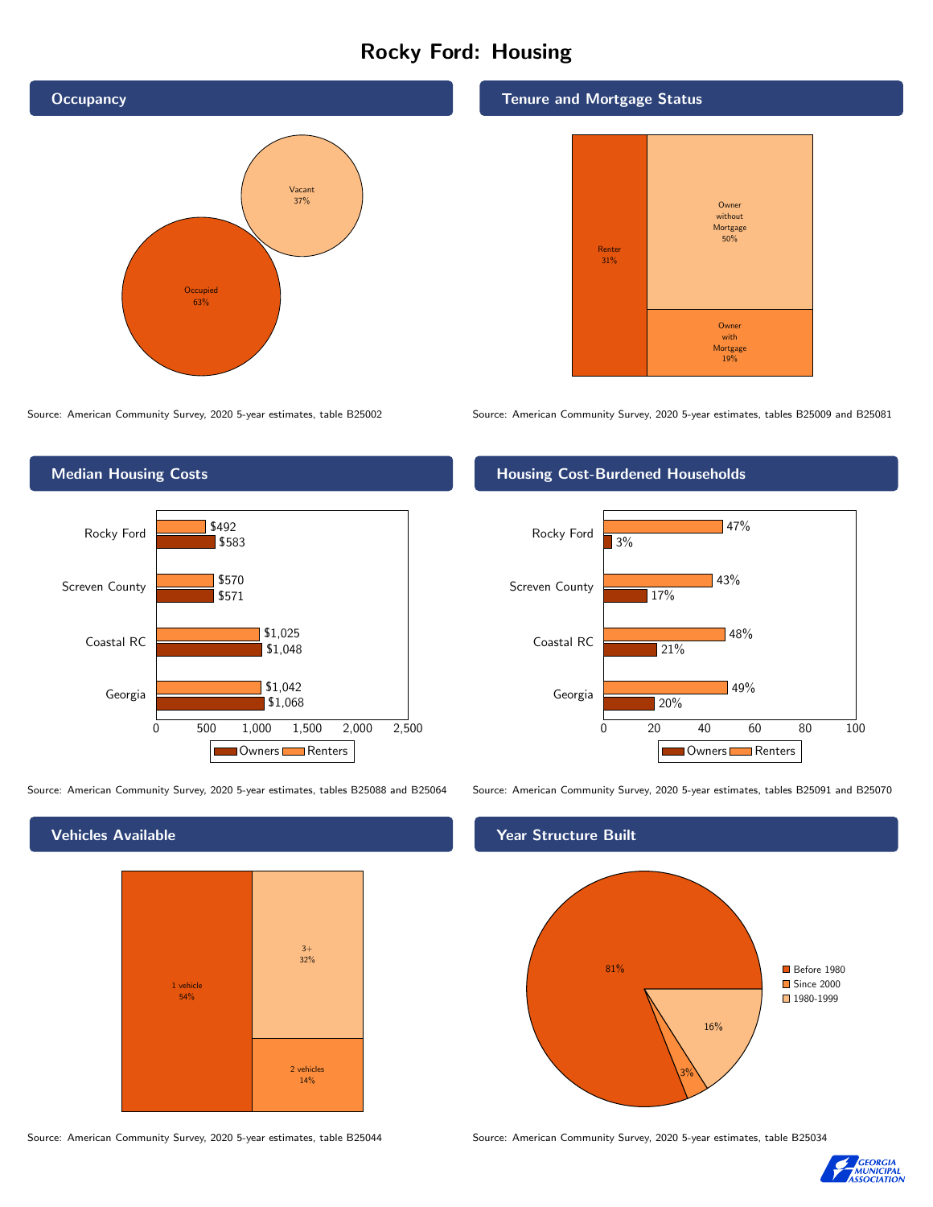# Rocky Ford: Housing

## Occupancy

Vacant
37%

Occupied
63%

Source: American Community Survey, 2020 5-year estimates, table B25002

## Tenure and Mortgage Status

Renter
31%

Owner
without
Mortgage
50%

Owner
with
Mortgage
19%

Source: American Community Survey, 2020 5-year estimates, tables B25009 and B25081

## Median Housing Costs

Rocky Ford
$492
$583

Screven County
$570
$571

Coastal RC
$1,025
$1,048

Georgia
$1,042
$1,068

0 500 1,000 1,500 2,000 2,500

Owners Renters

Source: American Community Survey, 2020 5-year estimates, tables B25088 and B25064

## Housing Cost-Burdened Households

Rocky Ford
47%
3%

Screven County
43%
17%

Coastal RC
48%
21%

Georgia
49%
20%

0 20 40 60 80 100

Owners Renters

Source: American Community Survey, 2020 5-year estimates, tables B25091 and B25070

## Vehicles Available

1 vehicle
54%

3+
32%

2 vehicles
14%

Source: American Community Survey, 2020 5-year estimates, table B25044

## Year Structure Built

81%
3%
16%

Before 1980
Since 2000
1980-1999

Source: American Community Survey, 2020 5-year estimates, table B25034

GEORGIA MUNICIPAL ASSOCIATION